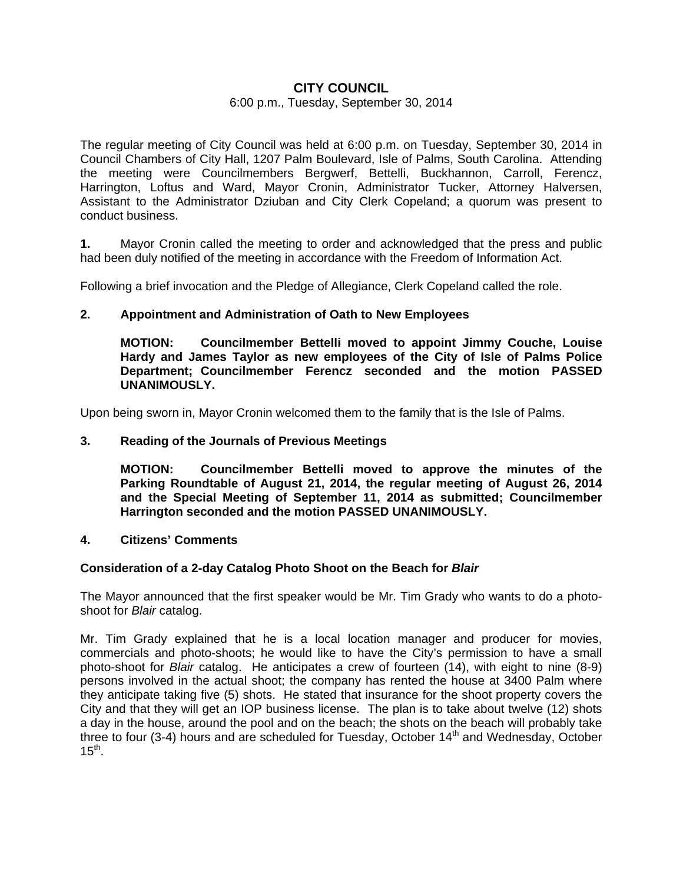# CITY COUNCIL

6:00 p.m., Tuesday, September 30, 2014

The regular meeting of City Council was held at 6:00 p.m. on Tuesday, September 30, 2014 in Council Chambers of City Hall, 1207 Palm Boulevard, Isle of Palms, South Carolina. Attending the meeting were Councilmembers Bergwerf, Bettelli, Buckhannon, Carroll, Ferencz, Harrington, Loftus and Ward, Mayor Cronin, Administrator Tucker, Attorney Halversen, Assistant to the Administrator Dziuban and City Clerk Copeland; a quorum was present to conduct business.

**1.** Mayor Cronin called the meeting to order and acknowledged that the press and public had been duly notified of the meeting in accordance with the Freedom of Information Act.

Following a brief invocation and the Pledge of Allegiance, Clerk Copeland called the role.

**2. Appointment and Administration of Oath to New Employees**

**MOTION: Councilmember Bettelli moved to appoint Jimmy Couche, Louise Hardy and James Taylor as new employees of the City of Isle of Palms Police Department; Councilmember Ferencz seconded and the motion PASSED UNANIMOUSLY.**

Upon being sworn in, Mayor Cronin welcomed them to the family that is the Isle of Palms.

**3. Reading of the Journals of Previous Meetings**

**MOTION: Councilmember Bettelli moved to approve the minutes of the Parking Roundtable of August 21, 2014, the regular meeting of August 26, 2014 and the Special Meeting of September 11, 2014 as submitted; Councilmember Harrington seconded and the motion PASSED UNANIMOUSLY.**

**4. Citizens' Comments**

**Consideration of a 2-day Catalog Photo Shoot on the Beach for *Blair***

The Mayor announced that the first speaker would be Mr. Tim Grady who wants to do a photo-shoot for *Blair* catalog.

Mr. Tim Grady explained that he is a local location manager and producer for movies, commercials and photo-shoots; he would like to have the City's permission to have a small photo-shoot for *Blair* catalog. He anticipates a crew of fourteen (14), with eight to nine (8-9) persons involved in the actual shoot; the company has rented the house at 3400 Palm where they anticipate taking five (5) shots. He stated that insurance for the shoot property covers the City and that they will get an IOP business license. The plan is to take about twelve (12) shots a day in the house, around the pool and on the beach; the shots on the beach will probably take three to four (3-4) hours and are scheduled for Tuesday, October 14th and Wednesday, October 15th.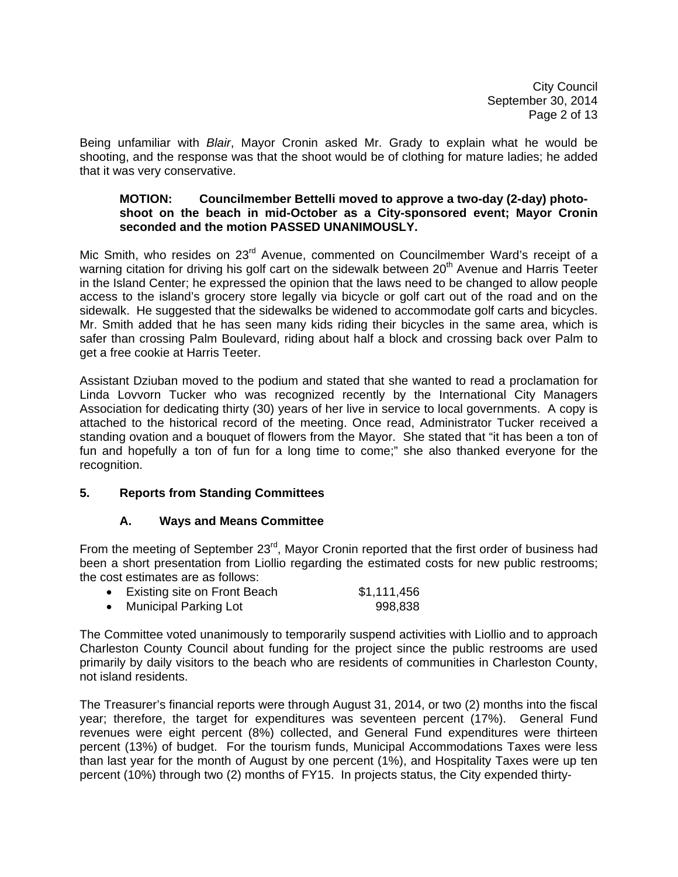Being unfamiliar with *Blair*, Mayor Cronin asked Mr. Grady to explain what he would be shooting, and the response was that the shoot would be of clothing for mature ladies; he added that it was very conservative.

> **MOTION: Councilmember Bettelli moved to approve a two-day (2-day) photo-shoot on the beach in mid-October as a City-sponsored event; Mayor Cronin seconded and the motion PASSED UNANIMOUSLY.**

Mic Smith, who resides on 23rd Avenue, commented on Councilmember Ward's receipt of a warning citation for driving his golf cart on the sidewalk between 20th Avenue and Harris Teeter in the Island Center; he expressed the opinion that the laws need to be changed to allow people access to the island's grocery store legally via bicycle or golf cart out of the road and on the sidewalk. He suggested that the sidewalks be widened to accommodate golf carts and bicycles. Mr. Smith added that he has seen many kids riding their bicycles in the same area, which is safer than crossing Palm Boulevard, riding about half a block and crossing back over Palm to get a free cookie at Harris Teeter.

Assistant Dziuban moved to the podium and stated that she wanted to read a proclamation for Linda Lovvorn Tucker who was recognized recently by the International City Managers Association for dedicating thirty (30) years of her live in service to local governments. A copy is attached to the historical record of the meeting. Once read, Administrator Tucker received a standing ovation and a bouquet of flowers from the Mayor. She stated that "it has been a ton of fun and hopefully a ton of fun for a long time to come;" she also thanked everyone for the recognition.

## 5. Reports from Standing Committees

### A. Ways and Means Committee

From the meeting of September 23rd, Mayor Cronin reported that the first order of business had been a short presentation from Liollio regarding the estimated costs for new public restrooms; the cost estimates are as follows:

- Existing site on Front Beach $1,111,456
- Municipal Parking Lot 998,838

The Committee voted unanimously to temporarily suspend activities with Liollio and to approach Charleston County Council about funding for the project since the public restrooms are used primarily by daily visitors to the beach who are residents of communities in Charleston County, not island residents.

The Treasurer's financial reports were through August 31, 2014, or two (2) months into the fiscal year; therefore, the target for expenditures was seventeen percent (17%). General Fund revenues were eight percent (8%) collected, and General Fund expenditures were thirteen percent (13%) of budget. For the tourism funds, Municipal Accommodations Taxes were less than last year for the month of August by one percent (1%), and Hospitality Taxes were up ten percent (10%) through two (2) months of FY15. In projects status, the City expended thirty-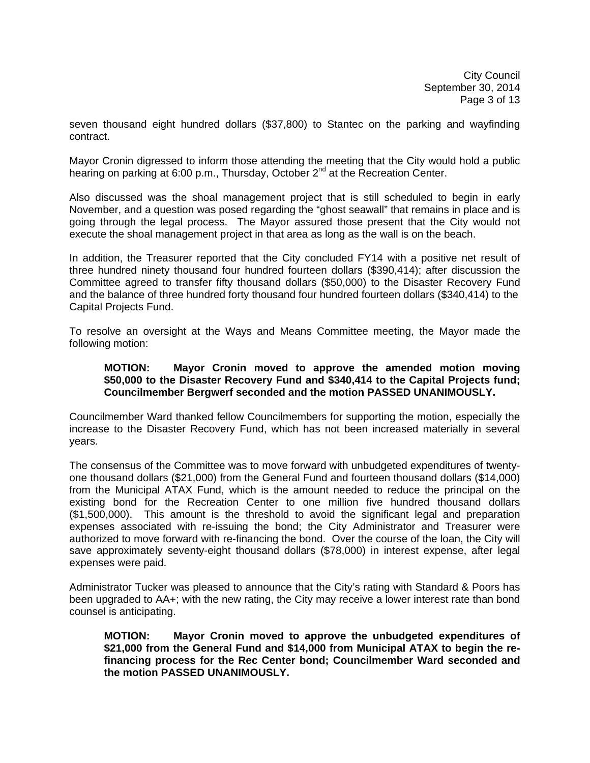seven thousand eight hundred dollars ($37,800) to Stantec on the parking and wayfinding contract.

Mayor Cronin digressed to inform those attending the meeting that the City would hold a public hearing on parking at 6:00 p.m., Thursday, October 2nd at the Recreation Center.

Also discussed was the shoal management project that is still scheduled to begin in early November, and a question was posed regarding the "ghost seawall" that remains in place and is going through the legal process. The Mayor assured those present that the City would not execute the shoal management project in that area as long as the wall is on the beach.

In addition, the Treasurer reported that the City concluded FY14 with a positive net result of three hundred ninety thousand four hundred fourteen dollars ($390,414); after discussion the Committee agreed to transfer fifty thousand dollars ($50,000) to the Disaster Recovery Fund and the balance of three hundred forty thousand four hundred fourteen dollars ($340,414) to the Capital Projects Fund.

To resolve an oversight at the Ways and Means Committee meeting, the Mayor made the following motion:

> **MOTION: Mayor Cronin moved to approve the amended motion moving $50,000 to the Disaster Recovery Fund and $340,414 to the Capital Projects fund; Councilmember Bergwerf seconded and the motion PASSED UNANIMOUSLY.**

Councilmember Ward thanked fellow Councilmembers for supporting the motion, especially the increase to the Disaster Recovery Fund, which has not been increased materially in several years.

The consensus of the Committee was to move forward with unbudgeted expenditures of twenty-one thousand dollars ($21,000) from the General Fund and fourteen thousand dollars ($14,000) from the Municipal ATAX Fund, which is the amount needed to reduce the principal on the existing bond for the Recreation Center to one million five hundred thousand dollars ($1,500,000). This amount is the threshold to avoid the significant legal and preparation expenses associated with re-issuing the bond; the City Administrator and Treasurer were authorized to move forward with re-financing the bond. Over the course of the loan, the City will save approximately seventy-eight thousand dollars ($78,000) in interest expense, after legal expenses were paid.

Administrator Tucker was pleased to announce that the City's rating with Standard & Poors has been upgraded to AA+; with the new rating, the City may receive a lower interest rate than bond counsel is anticipating.

> **MOTION: Mayor Cronin moved to approve the unbudgeted expenditures of $21,000 from the General Fund and $14,000 from Municipal ATAX to begin the re-financing process for the Rec Center bond; Councilmember Ward seconded and the motion PASSED UNANIMOUSLY.**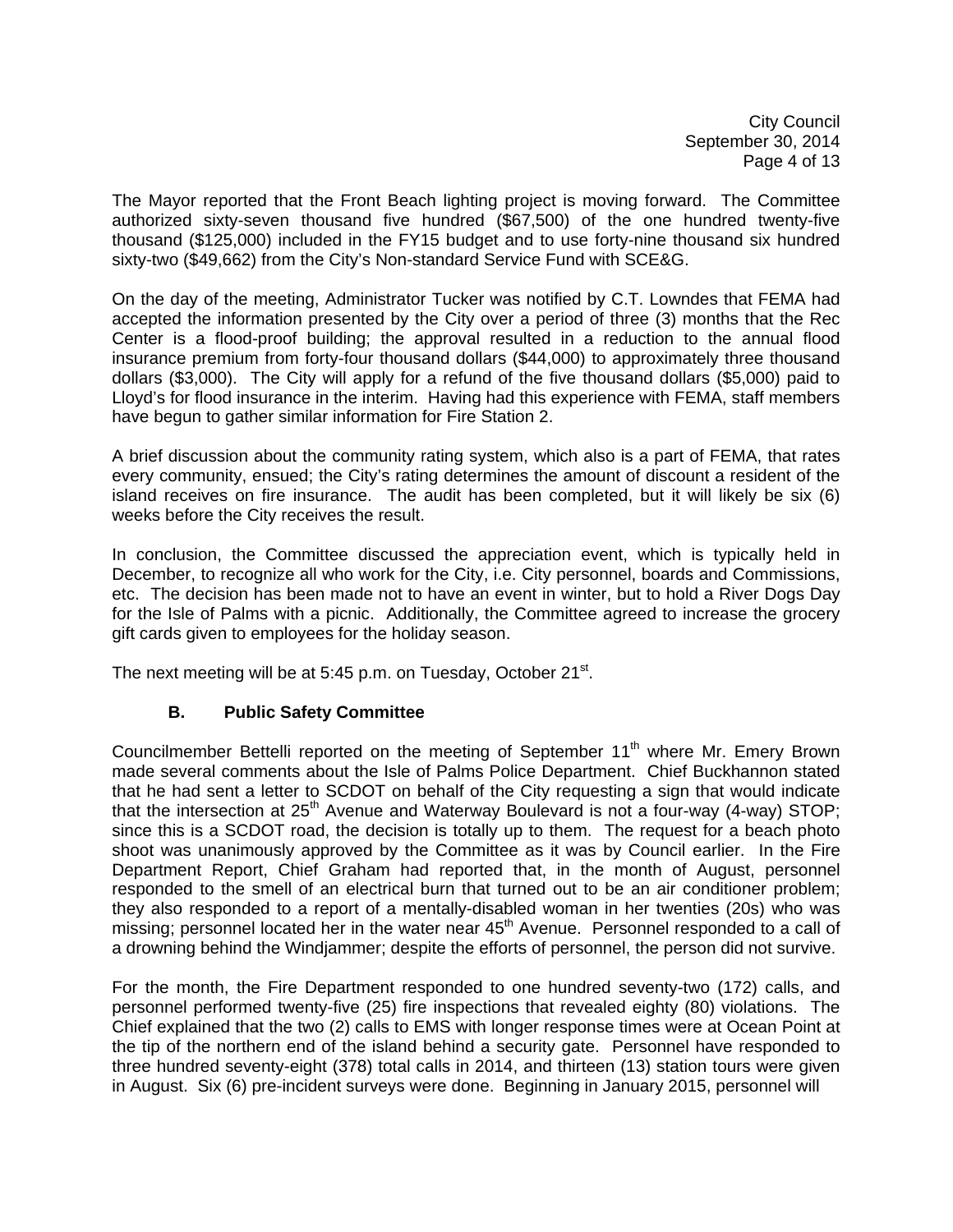The Mayor reported that the Front Beach lighting project is moving forward. The Committee authorized sixty-seven thousand five hundred ($67,500) of the one hundred twenty-five thousand ($125,000) included in the FY15 budget and to use forty-nine thousand six hundred sixty-two ($49,662) from the City's Non-standard Service Fund with SCE&G.

On the day of the meeting, Administrator Tucker was notified by C.T. Lowndes that FEMA had accepted the information presented by the City over a period of three (3) months that the Rec Center is a flood-proof building; the approval resulted in a reduction to the annual flood insurance premium from forty-four thousand dollars ($44,000) to approximately three thousand dollars ($3,000). The City will apply for a refund of the five thousand dollars ($5,000) paid to Lloyd's for flood insurance in the interim. Having had this experience with FEMA, staff members have begun to gather similar information for Fire Station 2.

A brief discussion about the community rating system, which also is a part of FEMA, that rates every community, ensued; the City's rating determines the amount of discount a resident of the island receives on fire insurance. The audit has been completed, but it will likely be six (6) weeks before the City receives the result.

In conclusion, the Committee discussed the appreciation event, which is typically held in December, to recognize all who work for the City, i.e. City personnel, boards and Commissions, etc. The decision has been made not to have an event in winter, but to hold a River Dogs Day for the Isle of Palms with a picnic. Additionally, the Committee agreed to increase the grocery gift cards given to employees for the holiday season.

The next meeting will be at 5:45 p.m. on Tuesday, October 21st.

### B. Public Safety Committee

Councilmember Bettelli reported on the meeting of September 11th where Mr. Emery Brown made several comments about the Isle of Palms Police Department. Chief Buckhannon stated that he had sent a letter to SCDOT on behalf of the City requesting a sign that would indicate that the intersection at 25th Avenue and Waterway Boulevard is not a four-way (4-way) STOP; since this is a SCDOT road, the decision is totally up to them. The request for a beach photo shoot was unanimously approved by the Committee as it was by Council earlier. In the Fire Department Report, Chief Graham had reported that, in the month of August, personnel responded to the smell of an electrical burn that turned out to be an air conditioner problem; they also responded to a report of a mentally-disabled woman in her twenties (20s) who was missing; personnel located her in the water near 45th Avenue. Personnel responded to a call of a drowning behind the Windjammer; despite the efforts of personnel, the person did not survive.

For the month, the Fire Department responded to one hundred seventy-two (172) calls, and personnel performed twenty-five (25) fire inspections that revealed eighty (80) violations. The Chief explained that the two (2) calls to EMS with longer response times were at Ocean Point at the tip of the northern end of the island behind a security gate. Personnel have responded to three hundred seventy-eight (378) total calls in 2014, and thirteen (13) station tours were given in August. Six (6) pre-incident surveys were done. Beginning in January 2015, personnel will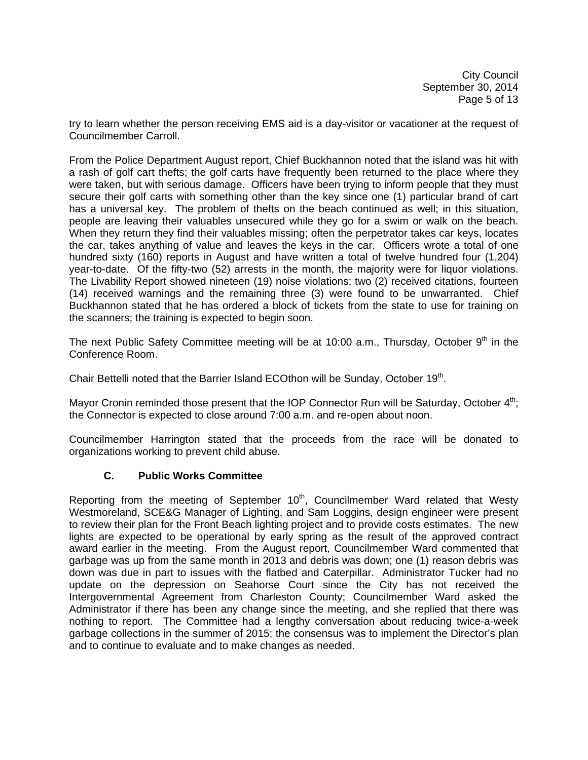try to learn whether the person receiving EMS aid is a day-visitor or vacationer at the request of Councilmember Carroll.

From the Police Department August report, Chief Buckhannon noted that the island was hit with a rash of golf cart thefts; the golf carts have frequently been returned to the place where they were taken, but with serious damage. Officers have been trying to inform people that they must secure their golf carts with something other than the key since one (1) particular brand of cart has a universal key. The problem of thefts on the beach continued as well; in this situation, people are leaving their valuables unsecured while they go for a swim or walk on the beach. When they return they find their valuables missing; often the perpetrator takes car keys, locates the car, takes anything of value and leaves the keys in the car. Officers wrote a total of one hundred sixty (160) reports in August and have written a total of twelve hundred four (1,204) year-to-date. Of the fifty-two (52) arrests in the month, the majority were for liquor violations. The Livability Report showed nineteen (19) noise violations; two (2) received citations, fourteen (14) received warnings and the remaining three (3) were found to be unwarranted. Chief Buckhannon stated that he has ordered a block of tickets from the state to use for training on the scanners; the training is expected to begin soon.

The next Public Safety Committee meeting will be at 10:00 a.m., Thursday, October 9th in the Conference Room.

Chair Bettelli noted that the Barrier Island ECOthon will be Sunday, October 19th.

Mayor Cronin reminded those present that the IOP Connector Run will be Saturday, October 4th; the Connector is expected to close around 7:00 a.m. and re-open about noon.

Councilmember Harrington stated that the proceeds from the race will be donated to organizations working to prevent child abuse.

### C. Public Works Committee

Reporting from the meeting of September 10th, Councilmember Ward related that Westy Westmoreland, SCE&G Manager of Lighting, and Sam Loggins, design engineer were present to review their plan for the Front Beach lighting project and to provide costs estimates. The new lights are expected to be operational by early spring as the result of the approved contract award earlier in the meeting. From the August report, Councilmember Ward commented that garbage was up from the same month in 2013 and debris was down; one (1) reason debris was down was due in part to issues with the flatbed and Caterpillar. Administrator Tucker had no update on the depression on Seahorse Court since the City has not received the Intergovernmental Agreement from Charleston County; Councilmember Ward asked the Administrator if there has been any change since the meeting, and she replied that there was nothing to report. The Committee had a lengthy conversation about reducing twice-a-week garbage collections in the summer of 2015; the consensus was to implement the Director's plan and to continue to evaluate and to make changes as needed.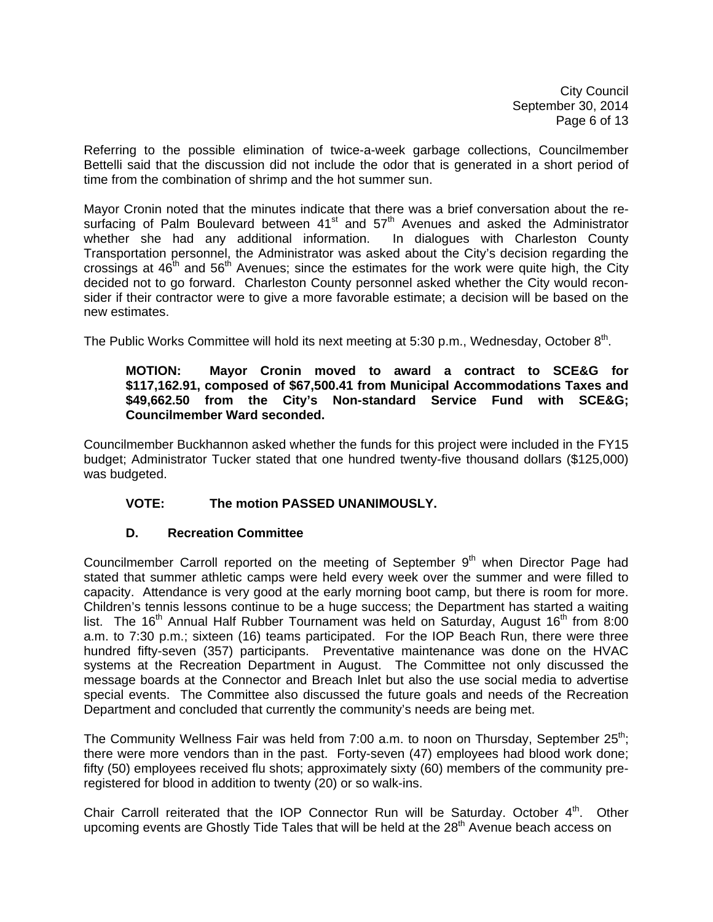Referring to the possible elimination of twice-a-week garbage collections, Councilmember Bettelli said that the discussion did not include the odor that is generated in a short period of time from the combination of shrimp and the hot summer sun.

Mayor Cronin noted that the minutes indicate that there was a brief conversation about the re-surfacing of Palm Boulevard between 41st and 57th Avenues and asked the Administrator whether she had any additional information. In dialogues with Charleston County Transportation personnel, the Administrator was asked about the City's decision regarding the crossings at 46th and 56th Avenues; since the estimates for the work were quite high, the City decided not to go forward. Charleston County personnel asked whether the City would reconsider if their contractor were to give a more favorable estimate; a decision will be based on the new estimates.

The Public Works Committee will hold its next meeting at 5:30 p.m., Wednesday, October 8th.

> **MOTION: Mayor Cronin moved to award a contract to SCE&G for $117,162.91, composed of $67,500.41 from Municipal Accommodations Taxes and $49,662.50 from the City's Non-standard Service Fund with SCE&G; Councilmember Ward seconded.**

Councilmember Buckhannon asked whether the funds for this project were included in the FY15 budget; Administrator Tucker stated that one hundred twenty-five thousand dollars ($125,000) was budgeted.

> **VOTE: The motion PASSED UNANIMOUSLY.**

### D. Recreation Committee

Councilmember Carroll reported on the meeting of September 9th when Director Page had stated that summer athletic camps were held every week over the summer and were filled to capacity. Attendance is very good at the early morning boot camp, but there is room for more. Children's tennis lessons continue to be a huge success; the Department has started a waiting list. The 16th Annual Half Rubber Tournament was held on Saturday, August 16th from 8:00 a.m. to 7:30 p.m.; sixteen (16) teams participated. For the IOP Beach Run, there were three hundred fifty-seven (357) participants. Preventative maintenance was done on the HVAC systems at the Recreation Department in August. The Committee not only discussed the message boards at the Connector and Breach Inlet but also the use social media to advertise special events. The Committee also discussed the future goals and needs of the Recreation Department and concluded that currently the community's needs are being met.

The Community Wellness Fair was held from 7:00 a.m. to noon on Thursday, September 25th; there were more vendors than in the past. Forty-seven (47) employees had blood work done; fifty (50) employees received flu shots; approximately sixty (60) members of the community pre-registered for blood in addition to twenty (20) or so walk-ins.

Chair Carroll reiterated that the IOP Connector Run will be Saturday. October 4th. Other upcoming events are Ghostly Tide Tales that will be held at the 28th Avenue beach access on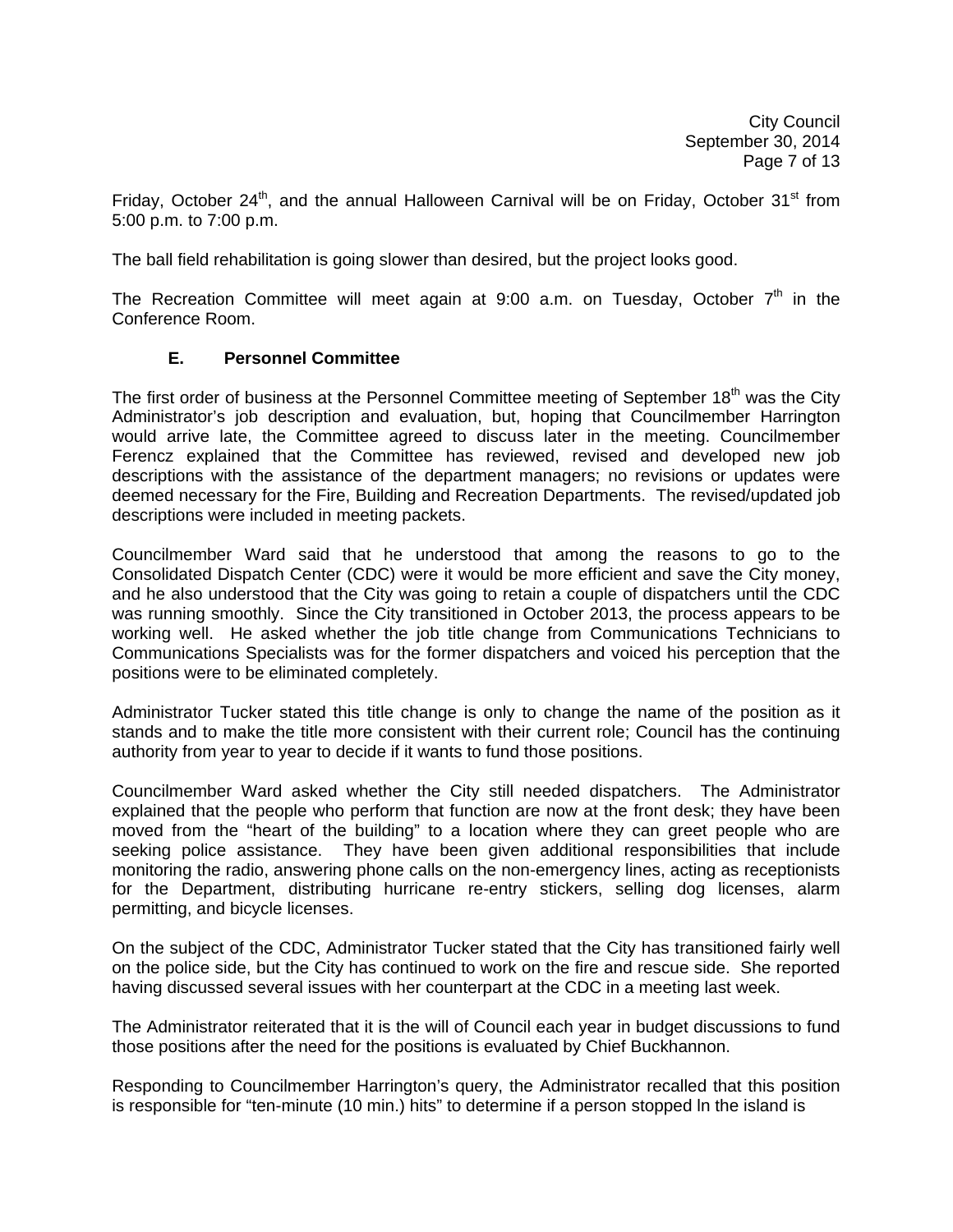Friday, October 24th, and the annual Halloween Carnival will be on Friday, October 31st from 5:00 p.m. to 7:00 p.m.

The ball field rehabilitation is going slower than desired, but the project looks good.

The Recreation Committee will meet again at 9:00 a.m. on Tuesday, October 7th in the Conference Room.

### E. Personnel Committee

The first order of business at the Personnel Committee meeting of September 18th was the City Administrator's job description and evaluation, but, hoping that Councilmember Harrington would arrive late, the Committee agreed to discuss later in the meeting. Councilmember Ferencz explained that the Committee has reviewed, revised and developed new job descriptions with the assistance of the department managers; no revisions or updates were deemed necessary for the Fire, Building and Recreation Departments. The revised/updated job descriptions were included in meeting packets.

Councilmember Ward said that he understood that among the reasons to go to the Consolidated Dispatch Center (CDC) were it would be more efficient and save the City money, and he also understood that the City was going to retain a couple of dispatchers until the CDC was running smoothly. Since the City transitioned in October 2013, the process appears to be working well. He asked whether the job title change from Communications Technicians to Communications Specialists was for the former dispatchers and voiced his perception that the positions were to be eliminated completely.

Administrator Tucker stated this title change is only to change the name of the position as it stands and to make the title more consistent with their current role; Council has the continuing authority from year to year to decide if it wants to fund those positions.

Councilmember Ward asked whether the City still needed dispatchers. The Administrator explained that the people who perform that function are now at the front desk; they have been moved from the "heart of the building" to a location where they can greet people who are seeking police assistance. They have been given additional responsibilities that include monitoring the radio, answering phone calls on the non-emergency lines, acting as receptionists for the Department, distributing hurricane re-entry stickers, selling dog licenses, alarm permitting, and bicycle licenses.

On the subject of the CDC, Administrator Tucker stated that the City has transitioned fairly well on the police side, but the City has continued to work on the fire and rescue side. She reported having discussed several issues with her counterpart at the CDC in a meeting last week.

The Administrator reiterated that it is the will of Council each year in budget discussions to fund those positions after the need for the positions is evaluated by Chief Buckhannon.

Responding to Councilmember Harrington's query, the Administrator recalled that this position is responsible for "ten-minute (10 min.) hits" to determine if a person stopped ln the island is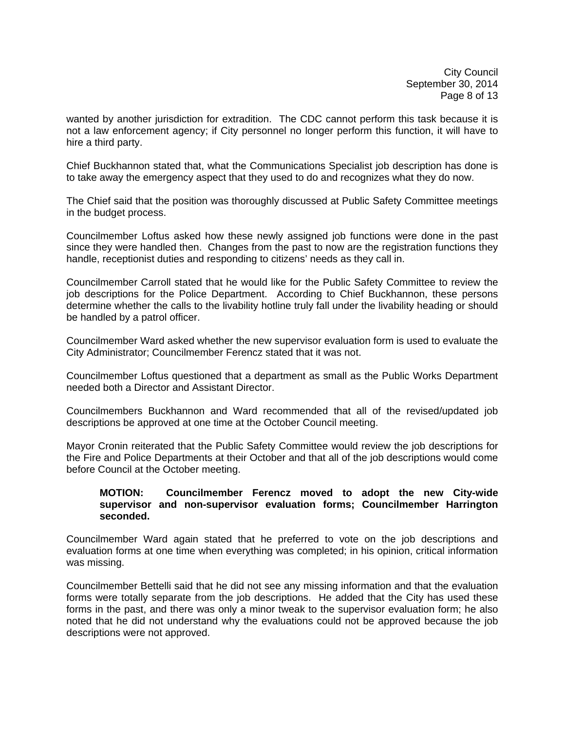wanted by another jurisdiction for extradition. The CDC cannot perform this task because it is not a law enforcement agency; if City personnel no longer perform this function, it will have to hire a third party.

Chief Buckhannon stated that, what the Communications Specialist job description has done is to take away the emergency aspect that they used to do and recognizes what they do now.

The Chief said that the position was thoroughly discussed at Public Safety Committee meetings in the budget process.

Councilmember Loftus asked how these newly assigned job functions were done in the past since they were handled then. Changes from the past to now are the registration functions they handle, receptionist duties and responding to citizens' needs as they call in.

Councilmember Carroll stated that he would like for the Public Safety Committee to review the job descriptions for the Police Department. According to Chief Buckhannon, these persons determine whether the calls to the livability hotline truly fall under the livability heading or should be handled by a patrol officer.

Councilmember Ward asked whether the new supervisor evaluation form is used to evaluate the City Administrator; Councilmember Ferencz stated that it was not.

Councilmember Loftus questioned that a department as small as the Public Works Department needed both a Director and Assistant Director.

Councilmembers Buckhannon and Ward recommended that all of the revised/updated job descriptions be approved at one time at the October Council meeting.

Mayor Cronin reiterated that the Public Safety Committee would review the job descriptions for the Fire and Police Departments at their October and that all of the job descriptions would come before Council at the October meeting.

> **MOTION: Councilmember Ferencz moved to adopt the new City-wide supervisor and non-supervisor evaluation forms; Councilmember Harrington seconded.**

Councilmember Ward again stated that he preferred to vote on the job descriptions and evaluation forms at one time when everything was completed; in his opinion, critical information was missing.

Councilmember Bettelli said that he did not see any missing information and that the evaluation forms were totally separate from the job descriptions. He added that the City has used these forms in the past, and there was only a minor tweak to the supervisor evaluation form; he also noted that he did not understand why the evaluations could not be approved because the job descriptions were not approved.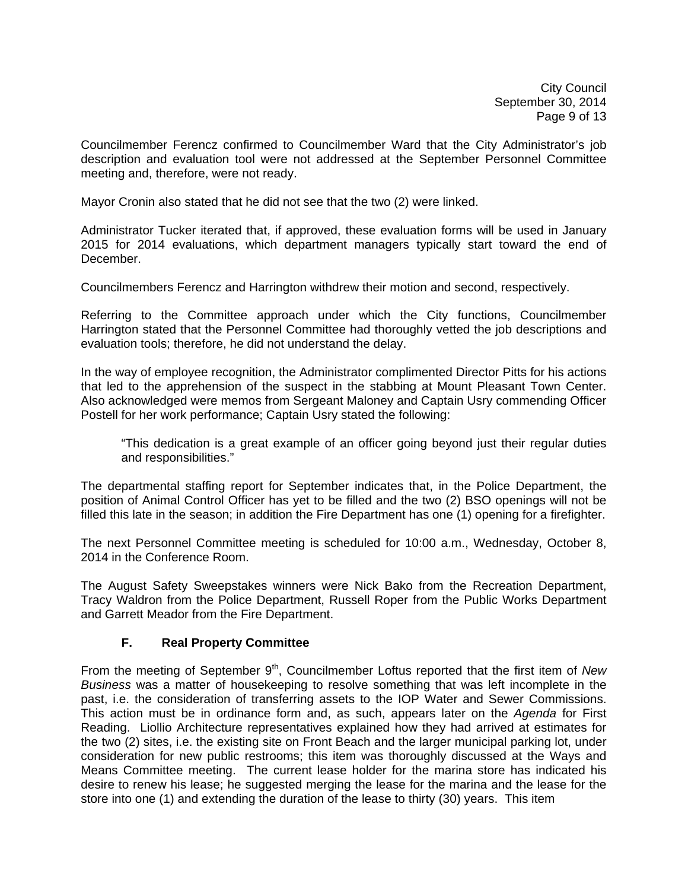Councilmember Ferencz confirmed to Councilmember Ward that the City Administrator's job description and evaluation tool were not addressed at the September Personnel Committee meeting and, therefore, were not ready.

Mayor Cronin also stated that he did not see that the two (2) were linked.

Administrator Tucker iterated that, if approved, these evaluation forms will be used in January 2015 for 2014 evaluations, which department managers typically start toward the end of December.

Councilmembers Ferencz and Harrington withdrew their motion and second, respectively.

Referring to the Committee approach under which the City functions, Councilmember Harrington stated that the Personnel Committee had thoroughly vetted the job descriptions and evaluation tools; therefore, he did not understand the delay.

In the way of employee recognition, the Administrator complimented Director Pitts for his actions that led to the apprehension of the suspect in the stabbing at Mount Pleasant Town Center. Also acknowledged were memos from Sergeant Maloney and Captain Usry commending Officer Postell for her work performance; Captain Usry stated the following:

> "This dedication is a great example of an officer going beyond just their regular duties and responsibilities."

The departmental staffing report for September indicates that, in the Police Department, the position of Animal Control Officer has yet to be filled and the two (2) BSO openings will not be filled this late in the season; in addition the Fire Department has one (1) opening for a firefighter.

The next Personnel Committee meeting is scheduled for 10:00 a.m., Wednesday, October 8, 2014 in the Conference Room.

The August Safety Sweepstakes winners were Nick Bako from the Recreation Department, Tracy Waldron from the Police Department, Russell Roper from the Public Works Department and Garrett Meador from the Fire Department.

### F. Real Property Committee

From the meeting of September 9th, Councilmember Loftus reported that the first item of *New Business* was a matter of housekeeping to resolve something that was left incomplete in the past, i.e. the consideration of transferring assets to the IOP Water and Sewer Commissions. This action must be in ordinance form and, as such, appears later on the *Agenda* for First Reading. Liollio Architecture representatives explained how they had arrived at estimates for the two (2) sites, i.e. the existing site on Front Beach and the larger municipal parking lot, under consideration for new public restrooms; this item was thoroughly discussed at the Ways and Means Committee meeting. The current lease holder for the marina store has indicated his desire to renew his lease; he suggested merging the lease for the marina and the lease for the store into one (1) and extending the duration of the lease to thirty (30) years. This item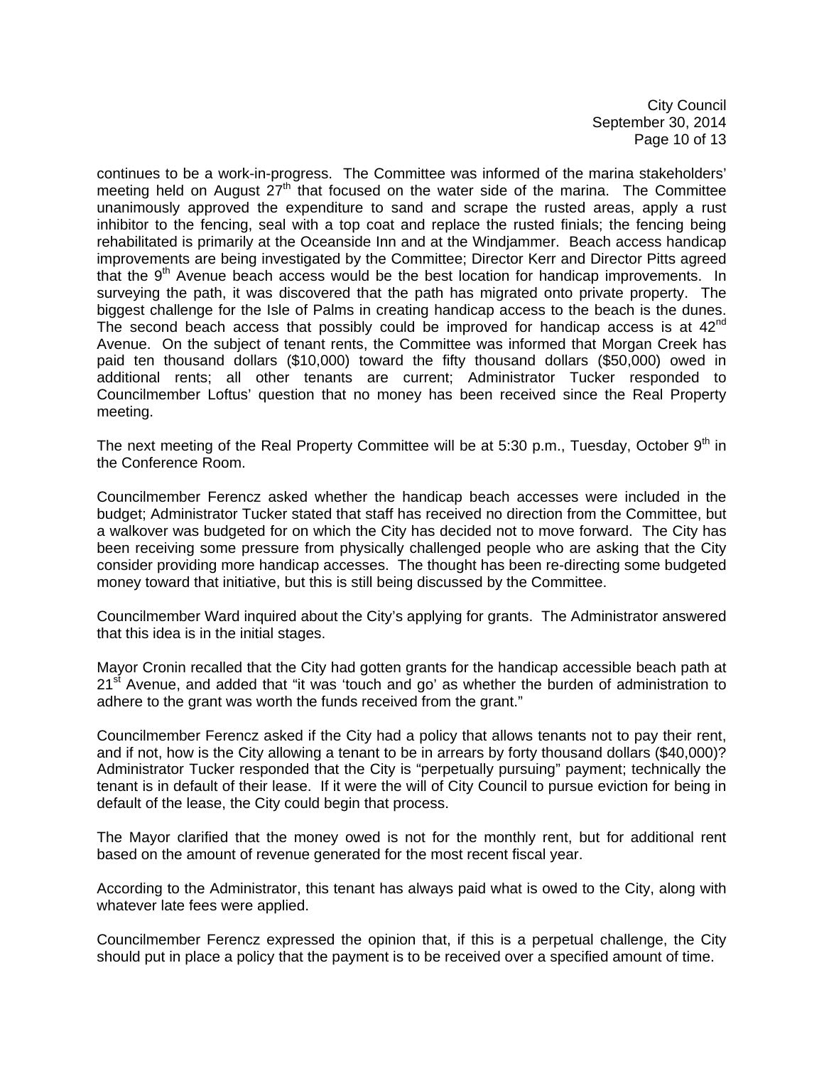continues to be a work-in-progress. The Committee was informed of the marina stakeholders' meeting held on August 27th that focused on the water side of the marina. The Committee unanimously approved the expenditure to sand and scrape the rusted areas, apply a rust inhibitor to the fencing, seal with a top coat and replace the rusted finials; the fencing being rehabilitated is primarily at the Oceanside Inn and at the Windjammer. Beach access handicap improvements are being investigated by the Committee; Director Kerr and Director Pitts agreed that the 9th Avenue beach access would be the best location for handicap improvements. In surveying the path, it was discovered that the path has migrated onto private property. The biggest challenge for the Isle of Palms in creating handicap access to the beach is the dunes. The second beach access that possibly could be improved for handicap access is at 42nd Avenue. On the subject of tenant rents, the Committee was informed that Morgan Creek has paid ten thousand dollars ($10,000) toward the fifty thousand dollars ($50,000) owed in additional rents; all other tenants are current; Administrator Tucker responded to Councilmember Loftus' question that no money has been received since the Real Property meeting.

The next meeting of the Real Property Committee will be at 5:30 p.m., Tuesday, October 9th in the Conference Room.

Councilmember Ferencz asked whether the handicap beach accesses were included in the budget; Administrator Tucker stated that staff has received no direction from the Committee, but a walkover was budgeted for on which the City has decided not to move forward. The City has been receiving some pressure from physically challenged people who are asking that the City consider providing more handicap accesses. The thought has been re-directing some budgeted money toward that initiative, but this is still being discussed by the Committee.

Councilmember Ward inquired about the City's applying for grants. The Administrator answered that this idea is in the initial stages.

Mayor Cronin recalled that the City had gotten grants for the handicap accessible beach path at 21st Avenue, and added that "it was 'touch and go' as whether the burden of administration to adhere to the grant was worth the funds received from the grant."

Councilmember Ferencz asked if the City had a policy that allows tenants not to pay their rent, and if not, how is the City allowing a tenant to be in arrears by forty thousand dollars ($40,000)? Administrator Tucker responded that the City is "perpetually pursuing" payment; technically the tenant is in default of their lease. If it were the will of City Council to pursue eviction for being in default of the lease, the City could begin that process.

The Mayor clarified that the money owed is not for the monthly rent, but for additional rent based on the amount of revenue generated for the most recent fiscal year.

According to the Administrator, this tenant has always paid what is owed to the City, along with whatever late fees were applied.

Councilmember Ferencz expressed the opinion that, if this is a perpetual challenge, the City should put in place a policy that the payment is to be received over a specified amount of time.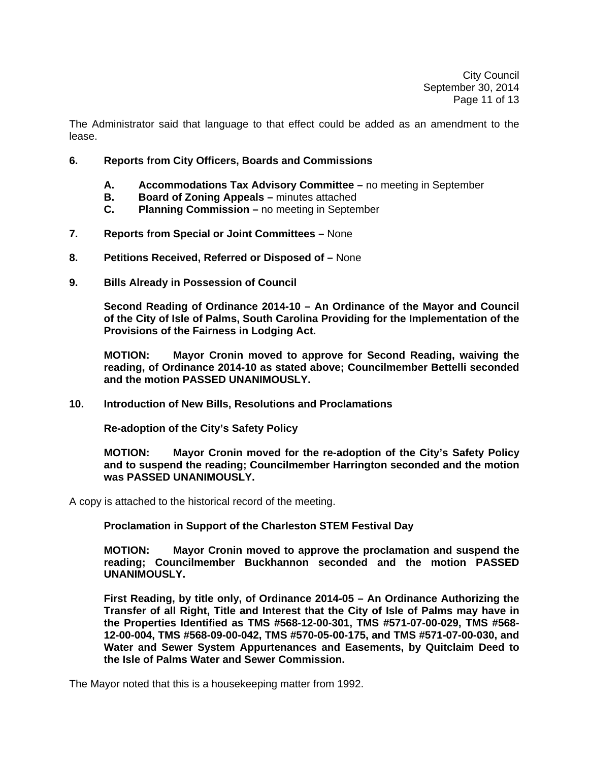The Administrator said that language to that effect could be added as an amendment to the lease.

**6. Reports from City Officers, Boards and Commissions**

- **A. Accommodations Tax Advisory Committee –** no meeting in September
- **B. Board of Zoning Appeals –** minutes attached
- **C. Planning Commission –** no meeting in September

**7. Reports from Special or Joint Committees –** None

**8. Petitions Received, Referred or Disposed of –** None

**9. Bills Already in Possession of Council**

**Second Reading of Ordinance 2014-10 – An Ordinance of the Mayor and Council of the City of Isle of Palms, South Carolina Providing for the Implementation of the Provisions of the Fairness in Lodging Act.**

**MOTION: Mayor Cronin moved to approve for Second Reading, waiving the reading, of Ordinance 2014-10 as stated above; Councilmember Bettelli seconded and the motion PASSED UNANIMOUSLY.**

**10. Introduction of New Bills, Resolutions and Proclamations**

**Re-adoption of the City's Safety Policy**

**MOTION: Mayor Cronin moved for the re-adoption of the City's Safety Policy and to suspend the reading; Councilmember Harrington seconded and the motion was PASSED UNANIMOUSLY.**

A copy is attached to the historical record of the meeting.

**Proclamation in Support of the Charleston STEM Festival Day**

**MOTION: Mayor Cronin moved to approve the proclamation and suspend the reading; Councilmember Buckhannon seconded and the motion PASSED UNANIMOUSLY.**

**First Reading, by title only, of Ordinance 2014-05 – An Ordinance Authorizing the Transfer of all Right, Title and Interest that the City of Isle of Palms may have in the Properties Identified as TMS #568-12-00-301, TMS #571-07-00-029, TMS #568-12-00-004, TMS #568-09-00-042, TMS #570-05-00-175, and TMS #571-07-00-030, and Water and Sewer System Appurtenances and Easements, by Quitclaim Deed to the Isle of Palms Water and Sewer Commission.**

The Mayor noted that this is a housekeeping matter from 1992.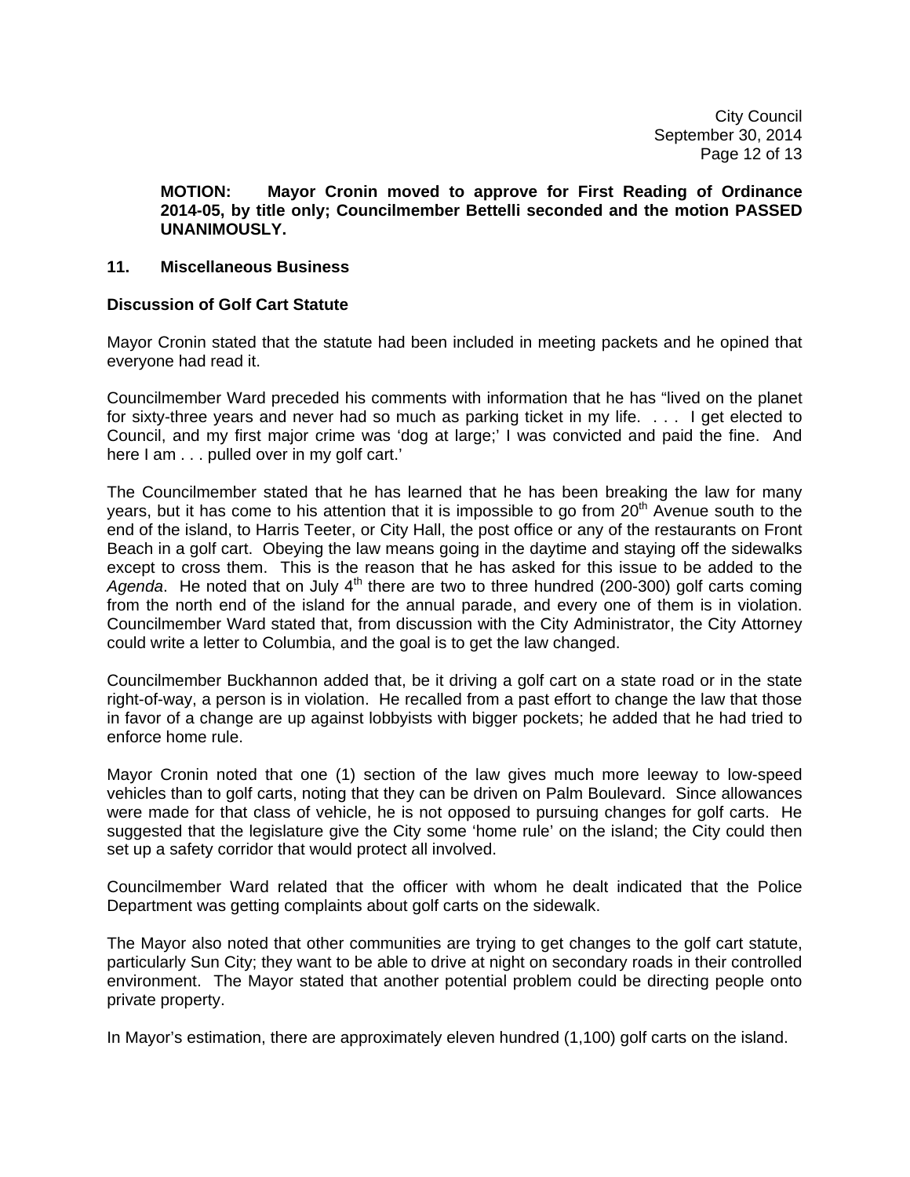**MOTION: Mayor Cronin moved to approve for First Reading of Ordinance 2014-05, by title only; Councilmember Bettelli seconded and the motion PASSED UNANIMOUSLY.**

## 11. Miscellaneous Business

### Discussion of Golf Cart Statute

Mayor Cronin stated that the statute had been included in meeting packets and he opined that everyone had read it.

Councilmember Ward preceded his comments with information that he has "lived on the planet for sixty-three years and never had so much as parking ticket in my life. . . . I get elected to Council, and my first major crime was 'dog at large;' I was convicted and paid the fine. And here I am . . . pulled over in my golf cart.'

The Councilmember stated that he has learned that he has been breaking the law for many years, but it has come to his attention that it is impossible to go from 20th Avenue south to the end of the island, to Harris Teeter, or City Hall, the post office or any of the restaurants on Front Beach in a golf cart. Obeying the law means going in the daytime and staying off the sidewalks except to cross them. This is the reason that he has asked for this issue to be added to the *Agenda*. He noted that on July 4th there are two to three hundred (200-300) golf carts coming from the north end of the island for the annual parade, and every one of them is in violation. Councilmember Ward stated that, from discussion with the City Administrator, the City Attorney could write a letter to Columbia, and the goal is to get the law changed.

Councilmember Buckhannon added that, be it driving a golf cart on a state road or in the state right-of-way, a person is in violation. He recalled from a past effort to change the law that those in favor of a change are up against lobbyists with bigger pockets; he added that he had tried to enforce home rule.

Mayor Cronin noted that one (1) section of the law gives much more leeway to low-speed vehicles than to golf carts, noting that they can be driven on Palm Boulevard. Since allowances were made for that class of vehicle, he is not opposed to pursuing changes for golf carts. He suggested that the legislature give the City some 'home rule' on the island; the City could then set up a safety corridor that would protect all involved.

Councilmember Ward related that the officer with whom he dealt indicated that the Police Department was getting complaints about golf carts on the sidewalk.

The Mayor also noted that other communities are trying to get changes to the golf cart statute, particularly Sun City; they want to be able to drive at night on secondary roads in their controlled environment. The Mayor stated that another potential problem could be directing people onto private property.

In Mayor's estimation, there are approximately eleven hundred (1,100) golf carts on the island.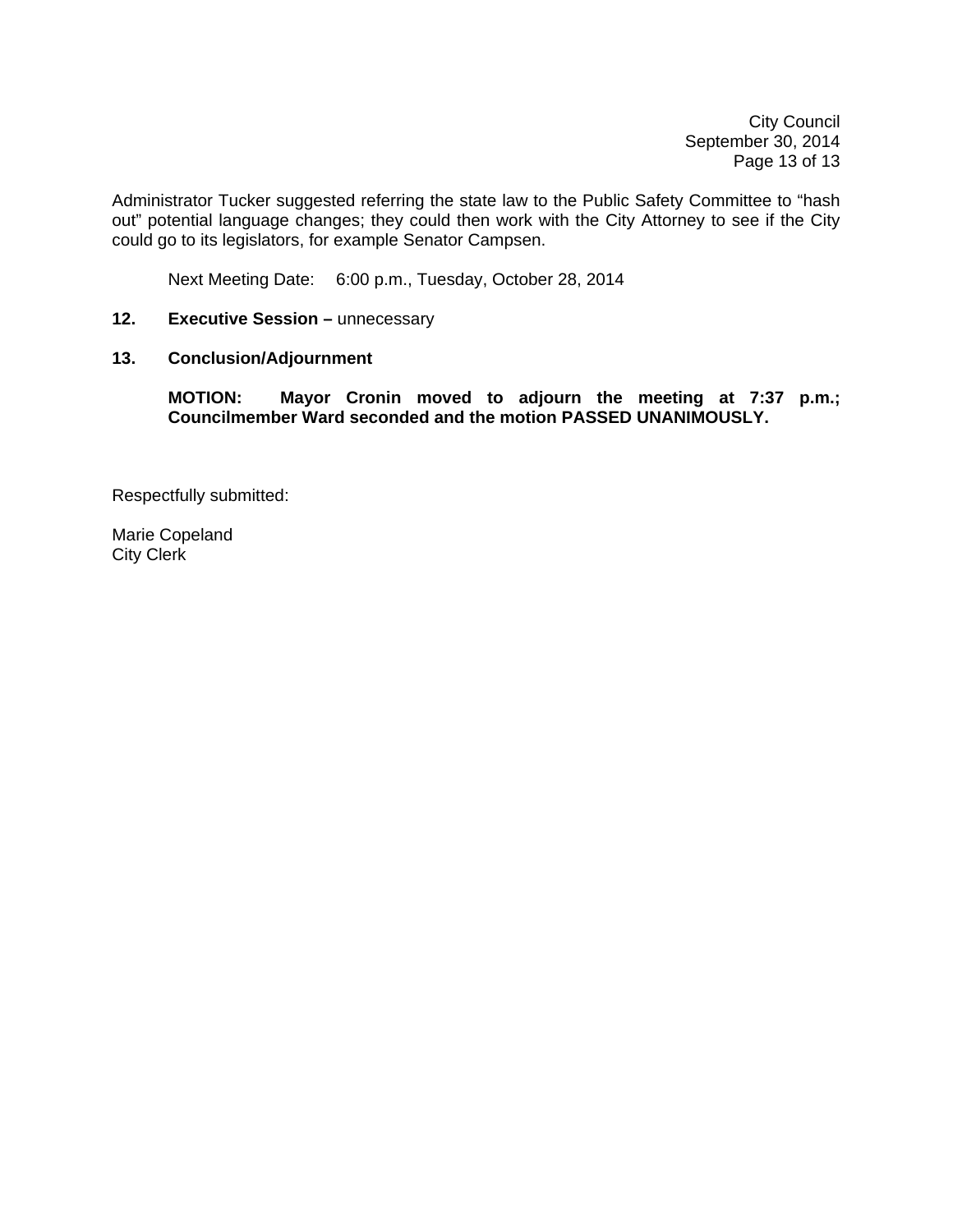Administrator Tucker suggested referring the state law to the Public Safety Committee to “hash out” potential language changes; they could then work with the City Attorney to see if the City could go to its legislators, for example Senator Campsen.

Next Meeting Date: 6:00 p.m., Tuesday, October 28, 2014

**12. Executive Session –** unnecessary

**13. Conclusion/Adjournment**

**MOTION: Mayor Cronin moved to adjourn the meeting at 7:37 p.m.; Councilmember Ward seconded and the motion PASSED UNANIMOUSLY.**

Respectfully submitted:

Marie Copeland
City Clerk